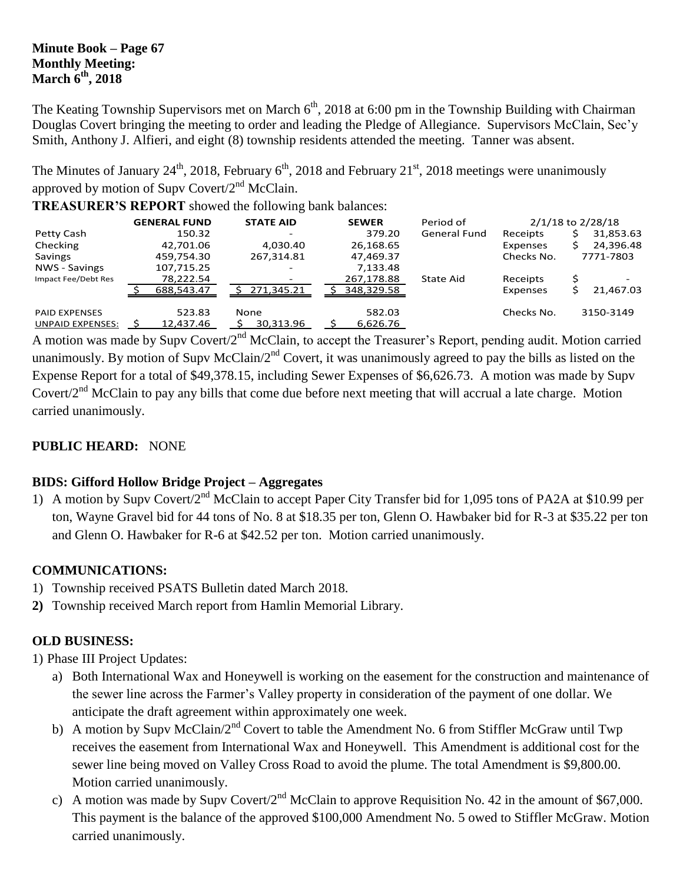**Minute Book – Page 67**
**Monthly Meeting:**
**March 6th, 2018**

The Keating Township Supervisors met on March 6th, 2018 at 6:00 pm in the Township Building with Chairman Douglas Covert bringing the meeting to order and leading the Pledge of Allegiance. Supervisors McClain, Sec'y Smith, Anthony J. Alfieri, and eight (8) township residents attended the meeting. Tanner was absent.

The Minutes of January 24th, 2018, February 6th, 2018 and February 21st, 2018 meetings were unanimously approved by motion of Supv Covert/2nd McClain.

**TREASURER'S REPORT** showed the following bank balances:

| | GENERAL FUND | STATE AID | SEWER | Period of | 2/1/18 to 2/28/18 | |
|---|---|---|---|---|---|---|
| Petty Cash | 150.32 | - | 379.20 | General Fund | Receipts | $ 31,853.63 |
| Checking | 42,701.06 | 4,030.40 | 26,168.65 | | Expenses | $ 24,396.48 |
| Savings | 459,754.30 | 267,314.81 | 47,469.37 | | Checks No. | 7771-7803 |
| NWS - Savings | 107,715.25 | - | 7,133.48 | | | |
| Impact Fee/Debt Res | 78,222.54 | - | 267,178.88 | State Aid | Receipts | $ - |
| | $ 688,543.47 | $ 271,345.21 | $ 348,329.58 | | Expenses | $ 21,467.03 |
| PAID EXPENSES | 523.83 | None | 582.03 | | Checks No. | 3150-3149 |
| UNPAID EXPENSES: | $ 12,437.46 | $ 30,313.96 | $ 6,626.76 | | | |

A motion was made by Supv Covert/2nd McClain, to accept the Treasurer's Report, pending audit. Motion carried unanimously. By motion of Supv McClain/2nd Covert, it was unanimously agreed to pay the bills as listed on the Expense Report for a total of $49,378.15, including Sewer Expenses of $6,626.73. A motion was made by Supv Covert/2nd McClain to pay any bills that come due before next meeting that will accrual a late charge. Motion carried unanimously.

**PUBLIC HEARD:** NONE

**BIDS: Gifford Hollow Bridge Project – Aggregates**

1) A motion by Supv Covert/2nd McClain to accept Paper City Transfer bid for 1,095 tons of PA2A at $10.99 per ton, Wayne Gravel bid for 44 tons of No. 8 at $18.35 per ton, Glenn O. Hawbaker bid for R-3 at $35.22 per ton and Glenn O. Hawbaker for R-6 at $42.52 per ton. Motion carried unanimously.

**COMMUNICATIONS:**

1) Township received PSATS Bulletin dated March 2018.
2) Township received March report from Hamlin Memorial Library.

**OLD BUSINESS:**

1) Phase III Project Updates:
   a) Both International Wax and Honeywell is working on the easement for the construction and maintenance of the sewer line across the Farmer's Valley property in consideration of the payment of one dollar. We anticipate the draft agreement within approximately one week.
   b) A motion by Supv McClain/2nd Covert to table the Amendment No. 6 from Stiffler McGraw until Twp receives the easement from International Wax and Honeywell. This Amendment is additional cost for the sewer line being moved on Valley Cross Road to avoid the plume. The total Amendment is $9,800.00. Motion carried unanimously.
   c) A motion was made by Supv Covert/2nd McClain to approve Requisition No. 42 in the amount of $67,000. This payment is the balance of the approved $100,000 Amendment No. 5 owed to Stiffler McGraw. Motion carried unanimously.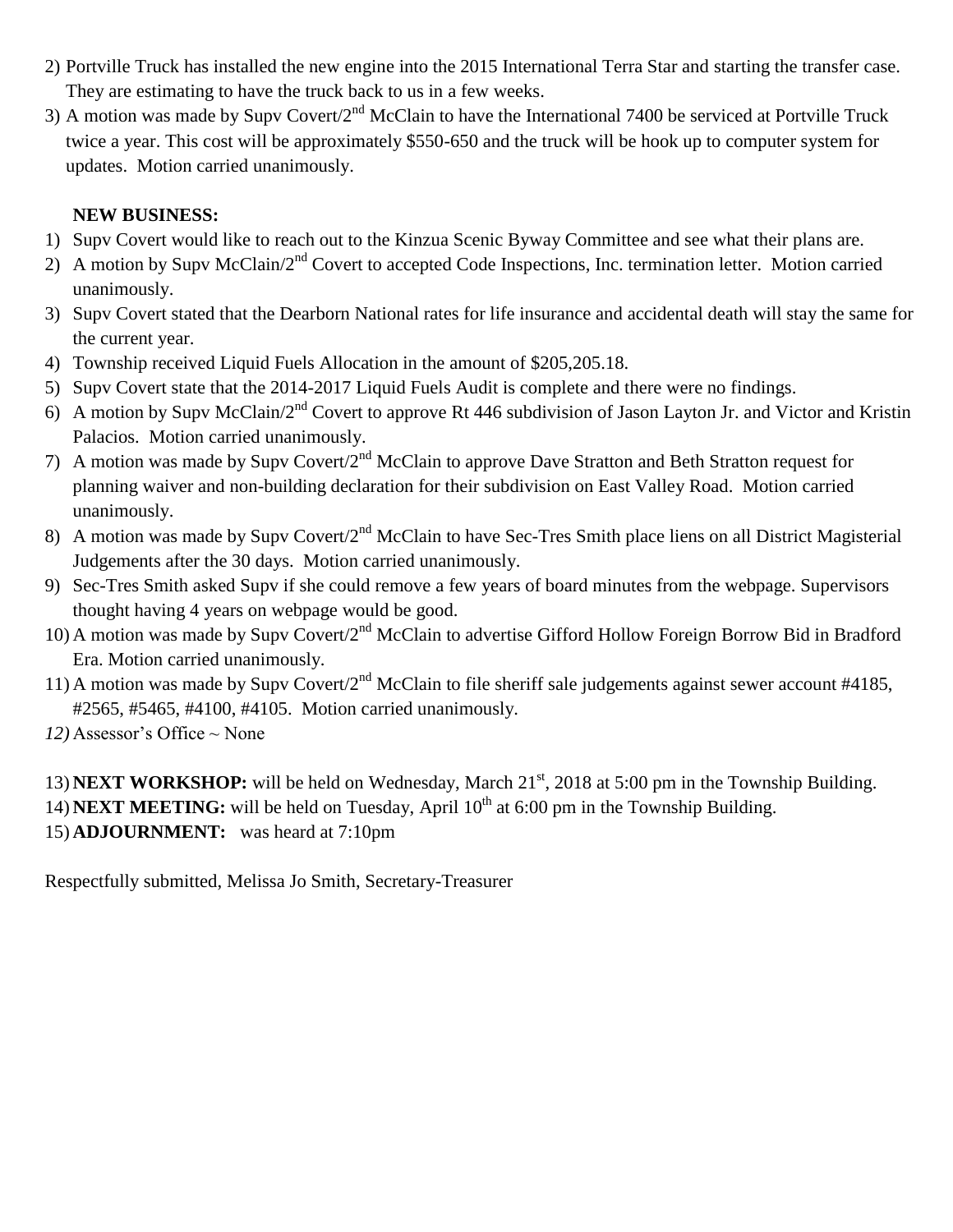2) Portville Truck has installed the new engine into the 2015 International Terra Star and starting the transfer case. They are estimating to have the truck back to us in a few weeks.
3) A motion was made by Supv Covert/2nd McClain to have the International 7400 be serviced at Portville Truck twice a year. This cost will be approximately $550-650 and the truck will be hook up to computer system for updates. Motion carried unanimously.

**NEW BUSINESS:**

1) Supv Covert would like to reach out to the Kinzua Scenic Byway Committee and see what their plans are.
2) A motion by Supv McClain/2nd Covert to accepted Code Inspections, Inc. termination letter. Motion carried unanimously.
3) Supv Covert stated that the Dearborn National rates for life insurance and accidental death will stay the same for the current year.
4) Township received Liquid Fuels Allocation in the amount of $205,205.18.
5) Supv Covert state that the 2014-2017 Liquid Fuels Audit is complete and there were no findings.
6) A motion by Supv McClain/2nd Covert to approve Rt 446 subdivision of Jason Layton Jr. and Victor and Kristin Palacios. Motion carried unanimously.
7) A motion was made by Supv Covert/2nd McClain to approve Dave Stratton and Beth Stratton request for planning waiver and non-building declaration for their subdivision on East Valley Road. Motion carried unanimously.
8) A motion was made by Supv Covert/2nd McClain to have Sec-Tres Smith place liens on all District Magisterial Judgements after the 30 days. Motion carried unanimously.
9) Sec-Tres Smith asked Supv if she could remove a few years of board minutes from the webpage. Supervisors thought having 4 years on webpage would be good.
10) A motion was made by Supv Covert/2nd McClain to advertise Gifford Hollow Foreign Borrow Bid in Bradford Era. Motion carried unanimously.
11) A motion was made by Supv Covert/2nd McClain to file sheriff sale judgements against sewer account #4185, #2565, #5465, #4100, #4105. Motion carried unanimously.
12) Assessor's Office ~ None

13) **NEXT WORKSHOP:** will be held on Wednesday, March 21st, 2018 at 5:00 pm in the Township Building.
14) **NEXT MEETING:** will be held on Tuesday, April 10th at 6:00 pm in the Township Building.
15) **ADJOURNMENT:** was heard at 7:10pm

Respectfully submitted, Melissa Jo Smith, Secretary-Treasurer